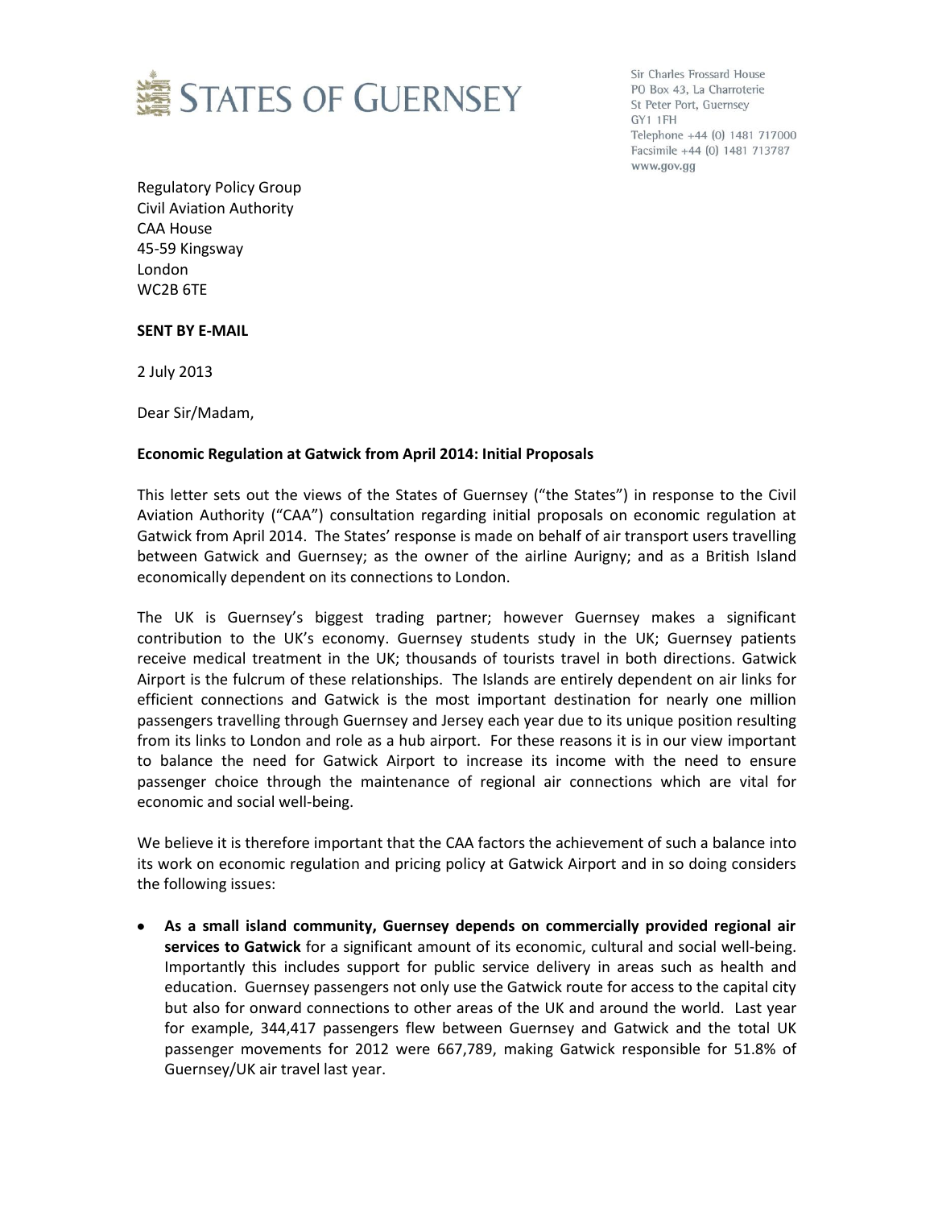# STATES OF GUERNSEY

Sir Charles Frossard House
PO Box 43, La Charroterie
St Peter Port, Guernsey
GY1 1FH
Telephone +44 (0) 1481 717000
Facsimile +44 (0) 1481 713787
www.gov.gg

Regulatory Policy Group
Civil Aviation Authority
CAA House
45-59 Kingsway
London
WC2B 6TE

**SENT BY E-MAIL**

2 July 2013

Dear Sir/Madam,

**Economic Regulation at Gatwick from April 2014: Initial Proposals**

This letter sets out the views of the States of Guernsey ("the States") in response to the Civil Aviation Authority ("CAA") consultation regarding initial proposals on economic regulation at Gatwick from April 2014. The States' response is made on behalf of air transport users travelling between Gatwick and Guernsey; as the owner of the airline Aurigny; and as a British Island economically dependent on its connections to London.

The UK is Guernsey's biggest trading partner; however Guernsey makes a significant contribution to the UK's economy. Guernsey students study in the UK; Guernsey patients receive medical treatment in the UK; thousands of tourists travel in both directions. Gatwick Airport is the fulcrum of these relationships. The Islands are entirely dependent on air links for efficient connections and Gatwick is the most important destination for nearly one million passengers travelling through Guernsey and Jersey each year due to its unique position resulting from its links to London and role as a hub airport. For these reasons it is in our view important to balance the need for Gatwick Airport to increase its income with the need to ensure passenger choice through the maintenance of regional air connections which are vital for economic and social well-being.

We believe it is therefore important that the CAA factors the achievement of such a balance into its work on economic regulation and pricing policy at Gatwick Airport and in so doing considers the following issues:

- **As a small island community, Guernsey depends on commercially provided regional air services to Gatwick** for a significant amount of its economic, cultural and social well-being. Importantly this includes support for public service delivery in areas such as health and education. Guernsey passengers not only use the Gatwick route for access to the capital city but also for onward connections to other areas of the UK and around the world. Last year for example, 344,417 passengers flew between Guernsey and Gatwick and the total UK passenger movements for 2012 were 667,789, making Gatwick responsible for 51.8% of Guernsey/UK air travel last year.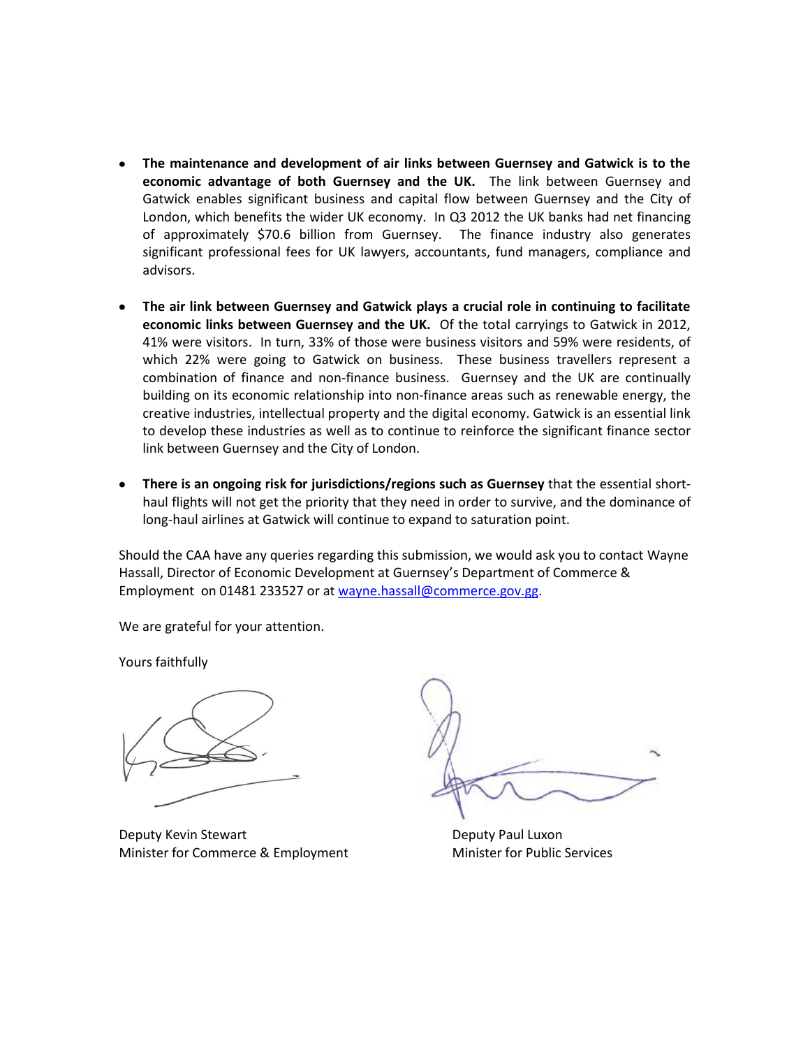- **The maintenance and development of air links between Guernsey and Gatwick is to the economic advantage of both Guernsey and the UK.** The link between Guernsey and Gatwick enables significant business and capital flow between Guernsey and the City of London, which benefits the wider UK economy. In Q3 2012 the UK banks had net financing of approximately $70.6 billion from Guernsey. The finance industry also generates significant professional fees for UK lawyers, accountants, fund managers, compliance and advisors.

- **The air link between Guernsey and Gatwick plays a crucial role in continuing to facilitate economic links between Guernsey and the UK.** Of the total carryings to Gatwick in 2012, 41% were visitors. In turn, 33% of those were business visitors and 59% were residents, of which 22% were going to Gatwick on business. These business travellers represent a combination of finance and non-finance business. Guernsey and the UK are continually building on its economic relationship into non-finance areas such as renewable energy, the creative industries, intellectual property and the digital economy. Gatwick is an essential link to develop these industries as well as to continue to reinforce the significant finance sector link between Guernsey and the City of London.

- **There is an ongoing risk for jurisdictions/regions such as Guernsey** that the essential short-haul flights will not get the priority that they need in order to survive, and the dominance of long-haul airlines at Gatwick will continue to expand to saturation point.

Should the CAA have any queries regarding this submission, we would ask you to contact Wayne Hassall, Director of Economic Development at Guernsey's Department of Commerce & Employment on 01481 233527 or at wayne.hassall@commerce.gov.gg.

We are grateful for your attention.

Yours faithfully

Deputy Kevin Stewart
Minister for Commerce & Employment

Deputy Paul Luxon
Minister for Public Services